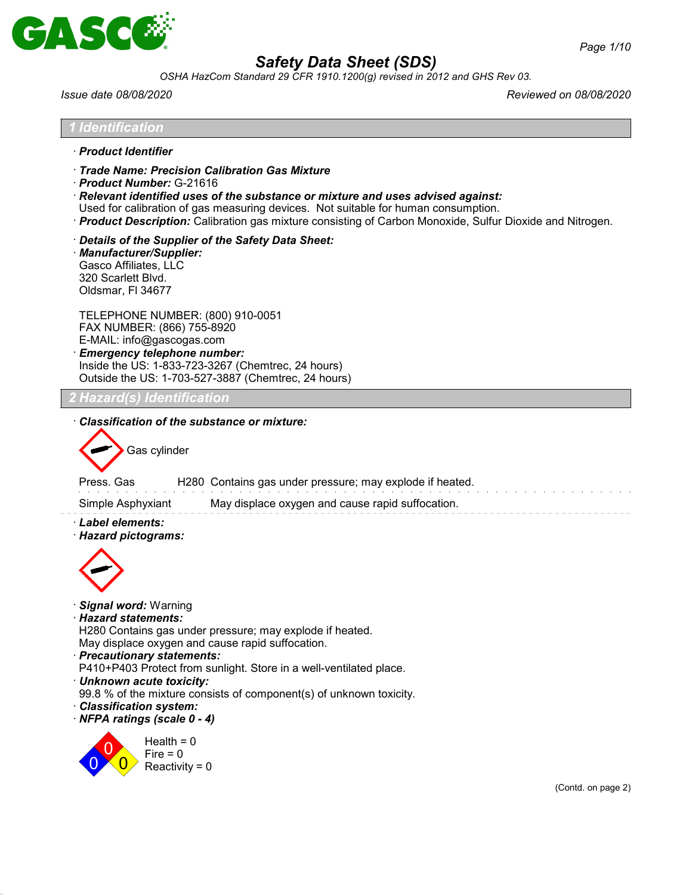# Safety Data Sheet (SDS)

*OSHA HazCom Standard 29 CFR 1910.1200(g) revised in 2012 and GHS Rev 03.*

*Issue date 08/08/2020* *Reviewed on 08/08/2020*

## 1 Identification

· **Product Identifier**

· **Trade Name: Precision Calibration Gas Mixture**
· **Product Number:** G-21616
· **Relevant identified uses of the substance or mixture and uses advised against:**
Used for calibration of gas measuring devices. Not suitable for human consumption.
· **Product Description:** Calibration gas mixture consisting of Carbon Monoxide, Sulfur Dioxide and Nitrogen.

· **Details of the Supplier of the Safety Data Sheet:**
· **Manufacturer/Supplier:**
Gasco Affiliates, LLC
320 Scarlett Blvd.
Oldsmar, Fl 34677

TELEPHONE NUMBER: (800) 910-0051
FAX NUMBER: (866) 755-8920
E-MAIL: info@gascogas.com
· **Emergency telephone number:**
Inside the US: 1-833-723-3267 (Chemtrec, 24 hours)
Outside the US: 1-703-527-3887 (Chemtrec, 24 hours)

## 2 Hazard(s) Identification

· **Classification of the substance or mixture:**

Gas cylinder

| | | |
|---|---|---|
| Press. Gas | H280 | Contains gas under pressure; may explode if heated. |
| Simple Asphyxiant | | May displace oxygen and cause rapid suffocation. |

· **Label elements:**
· **Hazard pictograms:**

· **Signal word:** Warning
· **Hazard statements:**
H280 Contains gas under pressure; may explode if heated.
May displace oxygen and cause rapid suffocation.
· **Precautionary statements:**
P410+P403 Protect from sunlight. Store in a well-ventilated place.
· **Unknown acute toxicity:**
99.8 % of the mixture consists of component(s) of unknown toxicity.
· **Classification system:**
· **NFPA ratings (scale 0 - 4)**

Health = 0
Fire = 0
Reactivity = 0

(Contd. on page 2)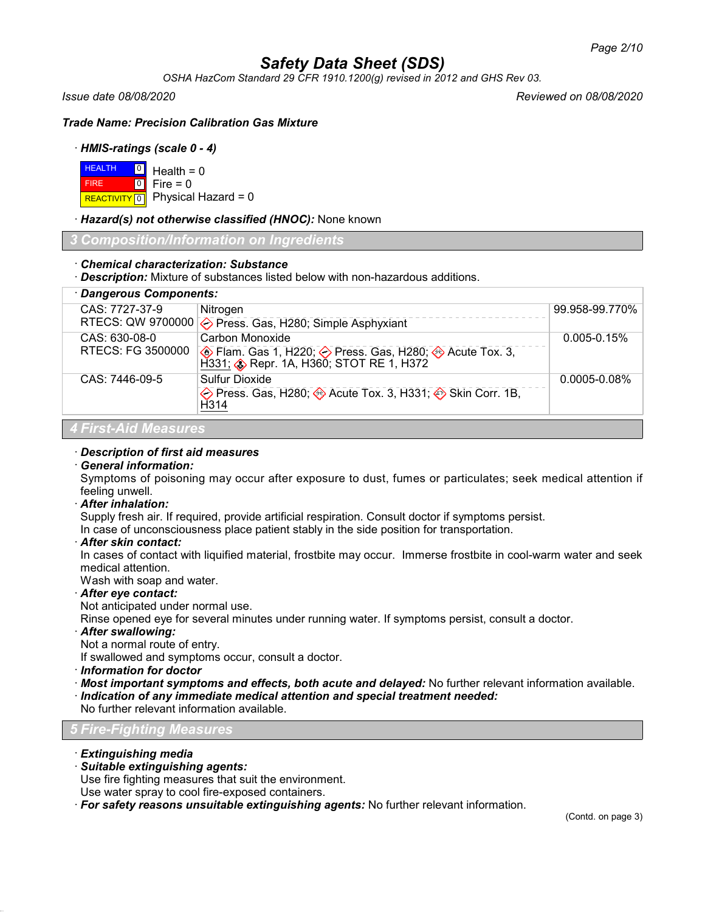# Safety Data Sheet (SDS)

*OSHA HazCom Standard 29 CFR 1910.1200(g) revised in 2012 and GHS Rev 03.*

*Issue date 08/08/2020* *Reviewed on 08/08/2020*

**Trade Name: Precision Calibration Gas Mixture**

· ***HMIS-ratings (scale 0 - 4)***

| | | |
|---|---|---|
| HEALTH | 0 | Health = 0 |
| FIRE | 0 | Fire = 0 |
| REACTIVITY | 0 | Physical Hazard = 0 |

· ***Hazard(s) not otherwise classified (HNOC):*** None known

## 3 Composition/Information on Ingredients

· ***Chemical characterization: Substance***
· ***Description:*** Mixture of substances listed below with non-hazardous additions.

· ***Dangerous Components:***

| | | |
|---|---|---|
| CAS: 7727-37-9<br>RTECS: QW 9700000 | Nitrogen<br>Press. Gas, H280; Simple Asphyxiant | 99.958-99.770% |
| CAS: 630-08-0<br>RTECS: FG 3500000 | Carbon Monoxide<br>Flam. Gas 1, H220; Press. Gas, H280; Acute Tox. 3, H331; Repr. 1A, H360; STOT RE 1, H372 | 0.005-0.15% |
| CAS: 7446-09-5 | Sulfur Dioxide<br>Press. Gas, H280; Acute Tox. 3, H331; Skin Corr. 1B, H314 | 0.0005-0.08% |

## 4 First-Aid Measures

· ***Description of first aid measures***
· ***General information:***
Symptoms of poisoning may occur after exposure to dust, fumes or particulates; seek medical attention if feeling unwell.
· ***After inhalation:***
Supply fresh air. If required, provide artificial respiration. Consult doctor if symptoms persist.
In case of unconsciousness place patient stably in the side position for transportation.
· ***After skin contact:***
In cases of contact with liquified material, frostbite may occur. Immerse frostbite in cool-warm water and seek medical attention.
Wash with soap and water.
· ***After eye contact:***
Not anticipated under normal use.
Rinse opened eye for several minutes under running water. If symptoms persist, consult a doctor.
· ***After swallowing:***
Not a normal route of entry.
If swallowed and symptoms occur, consult a doctor.
· ***Information for doctor***
· ***Most important symptoms and effects, both acute and delayed:*** No further relevant information available.
· ***Indication of any immediate medical attention and special treatment needed:***
No further relevant information available.

## 5 Fire-Fighting Measures

· ***Extinguishing media***
· ***Suitable extinguishing agents:***
Use fire fighting measures that suit the environment.
Use water spray to cool fire-exposed containers.
· ***For safety reasons unsuitable extinguishing agents:*** No further relevant information.

(Contd. on page 3)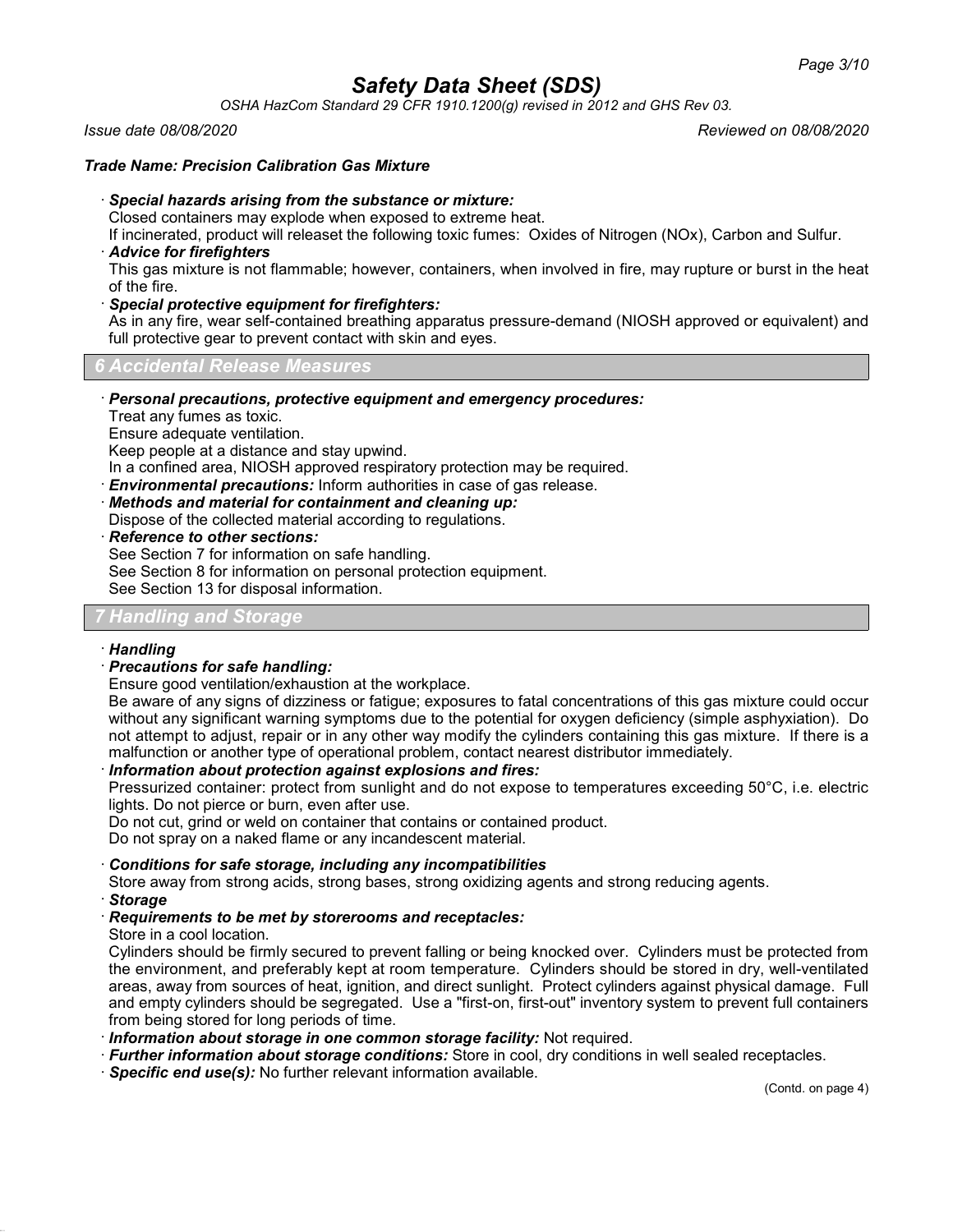*Trade Name: Precision Calibration Gas Mixture*

· ***Special hazards arising from the substance or mixture:***
Closed containers may explode when exposed to extreme heat.
If incinerated, product will releaset the following toxic fumes: Oxides of Nitrogen (NOx), Carbon and Sulfur.

· ***Advice for firefighters***
This gas mixture is not flammable; however, containers, when involved in fire, may rupture or burst in the heat of the fire.

· ***Special protective equipment for firefighters:***
As in any fire, wear self-contained breathing apparatus pressure-demand (NIOSH approved or equivalent) and full protective gear to prevent contact with skin and eyes.

## 6 Accidental Release Measures

· ***Personal precautions, protective equipment and emergency procedures:***
Treat any fumes as toxic.
Ensure adequate ventilation.
Keep people at a distance and stay upwind.
In a confined area, NIOSH approved respiratory protection may be required.

· ***Environmental precautions:*** Inform authorities in case of gas release.

· ***Methods and material for containment and cleaning up:***
Dispose of the collected material according to regulations.

· ***Reference to other sections:***
See Section 7 for information on safe handling.
See Section 8 for information on personal protection equipment.
See Section 13 for disposal information.

## 7 Handling and Storage

· ***Handling***

· ***Precautions for safe handling:***
Ensure good ventilation/exhaustion at the workplace.
Be aware of any signs of dizziness or fatigue; exposures to fatal concentrations of this gas mixture could occur without any significant warning symptoms due to the potential for oxygen deficiency (simple asphyxiation). Do not attempt to adjust, repair or in any other way modify the cylinders containing this gas mixture. If there is a malfunction or another type of operational problem, contact nearest distributor immediately.

· ***Information about protection against explosions and fires:***
Pressurized container: protect from sunlight and do not expose to temperatures exceeding 50°C, i.e. electric lights. Do not pierce or burn, even after use.
Do not cut, grind or weld on container that contains or contained product.
Do not spray on a naked flame or any incandescent material.

· ***Conditions for safe storage, including any incompatibilities***
Store away from strong acids, strong bases, strong oxidizing agents and strong reducing agents.

· ***Storage***

· ***Requirements to be met by storerooms and receptacles:***
Store in a cool location.
Cylinders should be firmly secured to prevent falling or being knocked over. Cylinders must be protected from the environment, and preferably kept at room temperature. Cylinders should be stored in dry, well-ventilated areas, away from sources of heat, ignition, and direct sunlight. Protect cylinders against physical damage. Full and empty cylinders should be segregated. Use a "first-on, first-out" inventory system to prevent full containers from being stored for long periods of time.

· ***Information about storage in one common storage facility:*** Not required.

· ***Further information about storage conditions:*** Store in cool, dry conditions in well sealed receptacles.

· ***Specific end use(s):*** No further relevant information available.

(Contd. on page 4)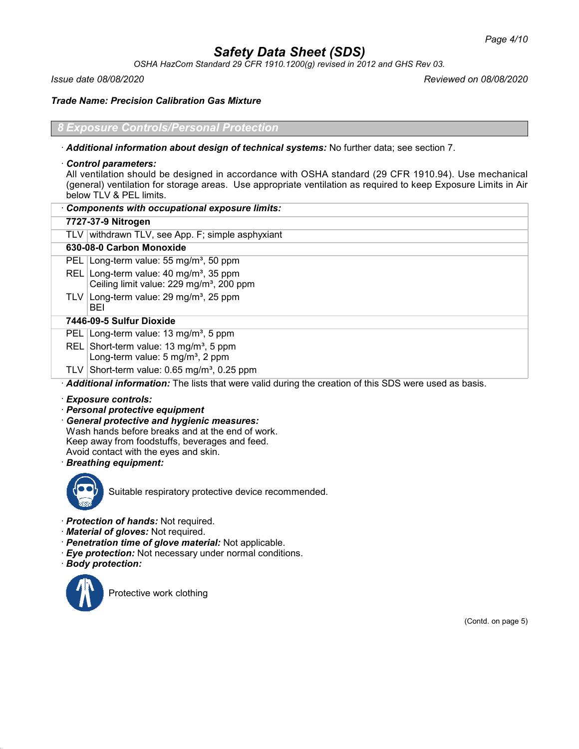# Safety Data Sheet (SDS)

*OSHA HazCom Standard 29 CFR 1910.1200(g) revised in 2012 and GHS Rev 03.*

*Issue date 08/08/2020* *Reviewed on 08/08/2020*

***Trade Name: Precision Calibration Gas Mixture***

## 8 Exposure Controls/Personal Protection

· ***Additional information about design of technical systems:*** No further data; see section 7.

· ***Control parameters:***
All ventilation should be designed in accordance with OSHA standard (29 CFR 1910.94). Use mechanical (general) ventilation for storage areas. Use appropriate ventilation as required to keep Exposure Limits in Air below TLV & PEL limits.

| · **Components with occupational exposure limits:** | |
|---|---|
| **7727-37-9 Nitrogen** | |
| TLV | withdrawn TLV, see App. F; simple asphyxiant |
| **630-08-0 Carbon Monoxide** | |
| PEL | Long-term value: 55 mg/m³, 50 ppm |
| REL | Long-term value: 40 mg/m³, 35 ppm<br>Ceiling limit value: 229 mg/m³, 200 ppm |
| TLV | Long-term value: 29 mg/m³, 25 ppm<br>BEI |
| **7446-09-5 Sulfur Dioxide** | |
| PEL | Long-term value: 13 mg/m³, 5 ppm |
| REL | Short-term value: 13 mg/m³, 5 ppm<br>Long-term value: 5 mg/m³, 2 ppm |
| TLV | Short-term value: 0.65 mg/m³, 0.25 ppm |

· ***Additional information:*** The lists that were valid during the creation of this SDS were used as basis.

· ***Exposure controls:***
· ***Personal protective equipment***
· ***General protective and hygienic measures:***
Wash hands before breaks and at the end of work.
Keep away from foodstuffs, beverages and feed.
Avoid contact with the eyes and skin.
· ***Breathing equipment:***

Suitable respiratory protective device recommended.

· ***Protection of hands:*** Not required.
· ***Material of gloves:*** Not required.
· ***Penetration time of glove material:*** Not applicable.
· ***Eye protection:*** Not necessary under normal conditions.
· ***Body protection:***

Protective work clothing

(Contd. on page 5)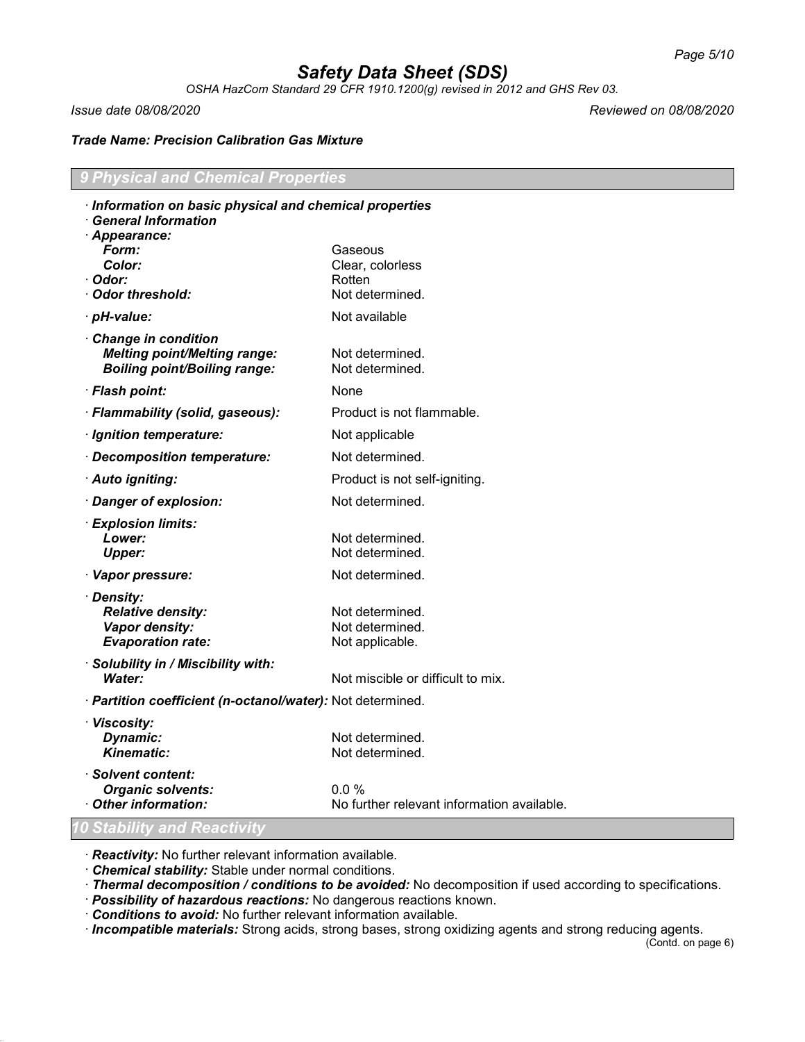## 9 Physical and Chemical Properties

- ***Information on basic physical and chemical properties***
- ***General Information***
- ***Appearance:***

| | |
|---|---|
| ***Form:*** | Gaseous |
| ***Color:*** | Clear, colorless |
| · ***Odor:*** | Rotten |
| · ***Odor threshold:*** | Not determined. |
| · ***pH-value:*** | Not available |
| · ***Change in condition*** | |
| ***Melting point/Melting range:*** | Not determined. |
| ***Boiling point/Boiling range:*** | Not determined. |
| · ***Flash point:*** | None |
| · ***Flammability (solid, gaseous):*** | Product is not flammable. |
| · ***Ignition temperature:*** | Not applicable |
| · ***Decomposition temperature:*** | Not determined. |
| · ***Auto igniting:*** | Product is not self-igniting. |
| · ***Danger of explosion:*** | Not determined. |
| · ***Explosion limits:*** | |
| ***Lower:*** | Not determined. |
| ***Upper:*** | Not determined. |
| · ***Vapor pressure:*** | Not determined. |
| · ***Density:*** | |
| ***Relative density:*** | Not determined. |
| ***Vapor density:*** | Not determined. |
| ***Evaporation rate:*** | Not applicable. |
| · ***Solubility in / Miscibility with:*** | |
| ***Water:*** | Not miscible or difficult to mix. |
| · ***Partition coefficient (n-octanol/water):*** | Not determined. |
| · ***Viscosity:*** | |
| ***Dynamic:*** | Not determined. |
| ***Kinematic:*** | Not determined. |
| · ***Solvent content:*** | |
| ***Organic solvents:*** | 0.0 % |
| · ***Other information:*** | No further relevant information available. |

## 10 Stability and Reactivity

- ***Reactivity:*** No further relevant information available.
- ***Chemical stability:*** Stable under normal conditions.
- ***Thermal decomposition / conditions to be avoided:*** No decomposition if used according to specifications.
- ***Possibility of hazardous reactions:*** No dangerous reactions known.
- ***Conditions to avoid:*** No further relevant information available.
- ***Incompatible materials:*** Strong acids, strong bases, strong oxidizing agents and strong reducing agents.

(Contd. on page 6)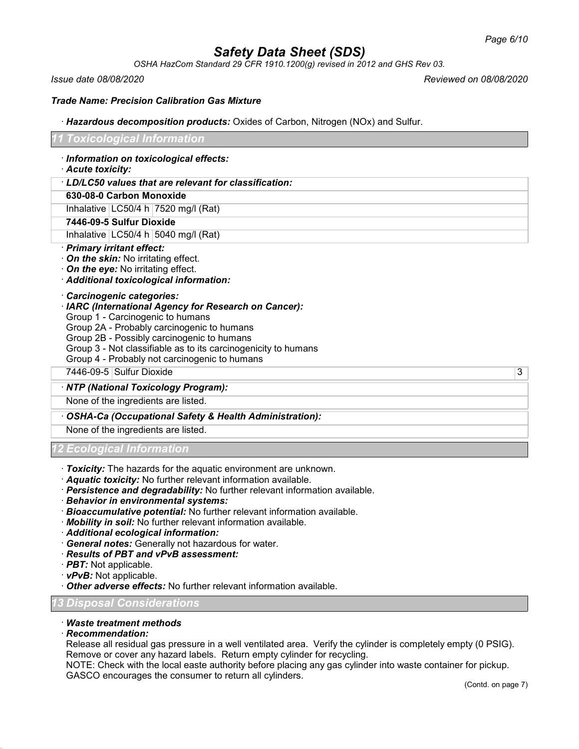*Trade Name: Precision Calibration Gas Mixture*

· ***Hazardous decomposition products:*** Oxides of Carbon, Nitrogen (NOx) and Sulfur.

## 11 Toxicological Information

· ***Information on toxicological effects:***
· ***Acute toxicity:***

| · ***LD/LC50 values that are relevant for classification:*** | | |
|---|---|---|
| **630-08-0 Carbon Monoxide** | | |
| Inhalative | LC50/4 h | 7520 mg/l (Rat) |
| **7446-09-5 Sulfur Dioxide** | | |
| Inhalative | LC50/4 h | 5040 mg/l (Rat) |

· ***Primary irritant effect:***
· ***On the skin:*** No irritating effect.
· ***On the eye:*** No irritating effect.
· ***Additional toxicological information:***

· ***Carcinogenic categories:***
· ***IARC (International Agency for Research on Cancer):***
Group 1 - Carcinogenic to humans
Group 2A - Probably carcinogenic to humans
Group 2B - Possibly carcinogenic to humans
Group 3 - Not classifiable as to its carcinogenicity to humans
Group 4 - Probably not carcinogenic to humans

| 7446-09-5 | Sulfur Dioxide | 3 |
|---|---|---|

· ***NTP (National Toxicology Program):***

None of the ingredients are listed.

· ***OSHA-Ca (Occupational Safety & Health Administration):***

None of the ingredients are listed.

## 12 Ecological Information

· ***Toxicity:*** The hazards for the aquatic environment are unknown.
· ***Aquatic toxicity:*** No further relevant information available.
· ***Persistence and degradability:*** No further relevant information available.
· ***Behavior in environmental systems:***
· ***Bioaccumulative potential:*** No further relevant information available.
· ***Mobility in soil:*** No further relevant information available.
· ***Additional ecological information:***
· ***General notes:*** Generally not hazardous for water.
· ***Results of PBT and vPvB assessment:***
· ***PBT:*** Not applicable.
· ***vPvB:*** Not applicable.
· ***Other adverse effects:*** No further relevant information available.

## 13 Disposal Considerations

· ***Waste treatment methods***
· ***Recommendation:***
Release all residual gas pressure in a well ventilated area. Verify the cylinder is completely empty (0 PSIG). Remove or cover any hazard labels. Return empty cylinder for recycling.
NOTE: Check with the local easte authority before placing any gas cylinder into waste container for pickup. GASCO encourages the consumer to return all cylinders.

(Contd. on page 7)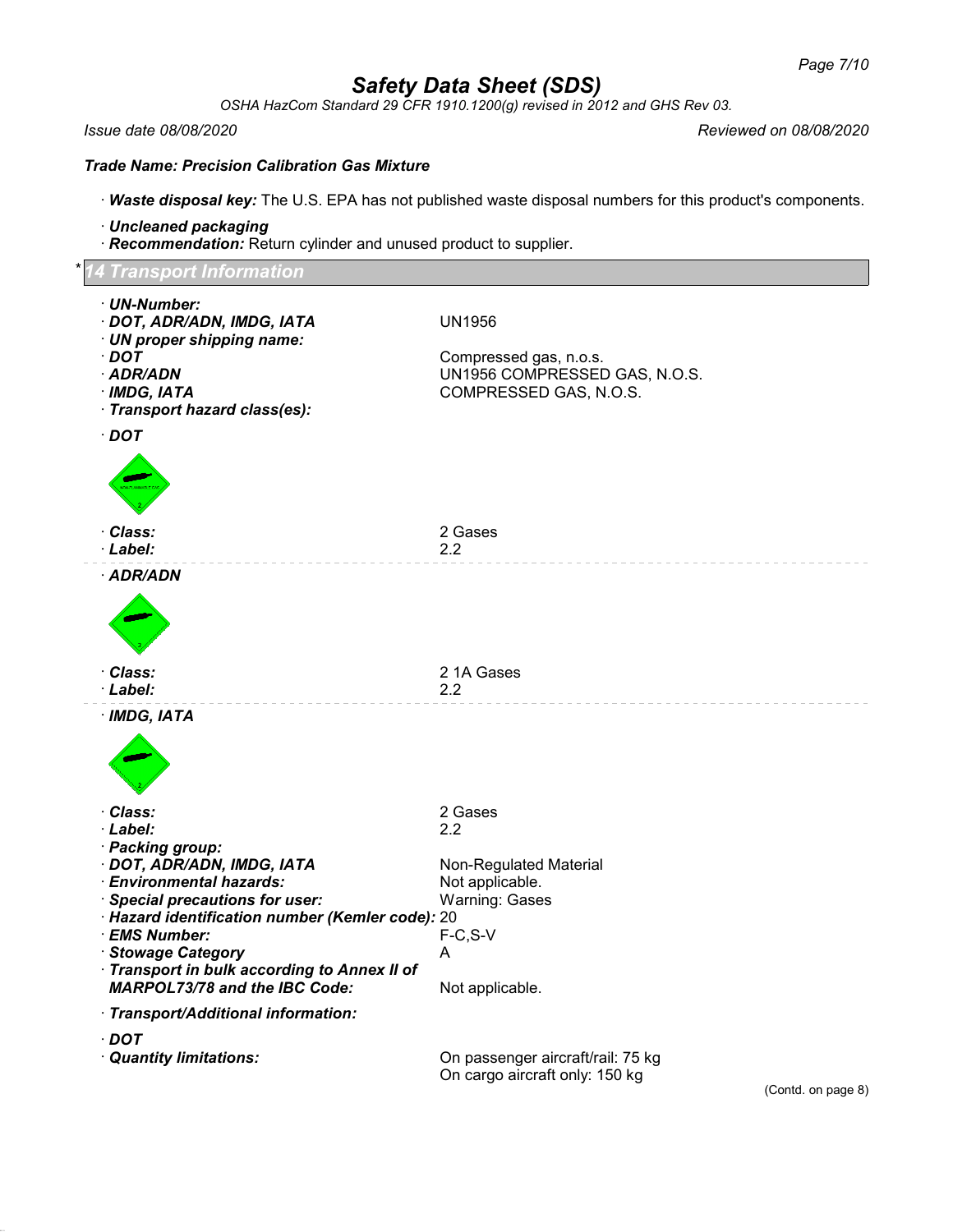# Safety Data Sheet (SDS)

*OSHA HazCom Standard 29 CFR 1910.1200(g) revised in 2012 and GHS Rev 03.*

*Issue date 08/08/2020* — *Reviewed on 08/08/2020*

***Trade Name: Precision Calibration Gas Mixture***

· ***Waste disposal key:*** The U.S. EPA has not published waste disposal numbers for this product's components.

· ***Uncleaned packaging***
· ***Recommendation:*** Return cylinder and unused product to supplier.

## * 14 Transport Information

· ***UN-Number:***
· ***DOT, ADR/ADN, IMDG, IATA*** — UN1956
· ***UN proper shipping name:***
· ***DOT*** — Compressed gas, n.o.s.
· ***ADR/ADN*** — UN1956 COMPRESSED GAS, N.O.S.
· ***IMDG, IATA*** — COMPRESSED GAS, N.O.S.
· ***Transport hazard class(es):***

· ***DOT***

· ***Class:*** — 2 Gases
· ***Label:*** — 2.2

· ***ADR/ADN***

· ***Class:*** — 2 1A Gases
· ***Label:*** — 2.2

· ***IMDG, IATA***

· ***Class:*** — 2 Gases
· ***Label:*** — 2.2
· ***Packing group:***
· ***DOT, ADR/ADN, IMDG, IATA*** — Non-Regulated Material
· ***Environmental hazards:*** — Not applicable.
· ***Special precautions for user:*** — Warning: Gases
· ***Hazard identification number (Kemler code):*** 20
· ***EMS Number:*** — F-C,S-V
· ***Stowage Category*** — A
· ***Transport in bulk according to Annex II of MARPOL73/78 and the IBC Code:*** — Not applicable.

· ***Transport/Additional information:***

· ***DOT***
· ***Quantity limitations:*** — On passenger aircraft/rail: 75 kg
On cargo aircraft only: 150 kg

(Contd. on page 8)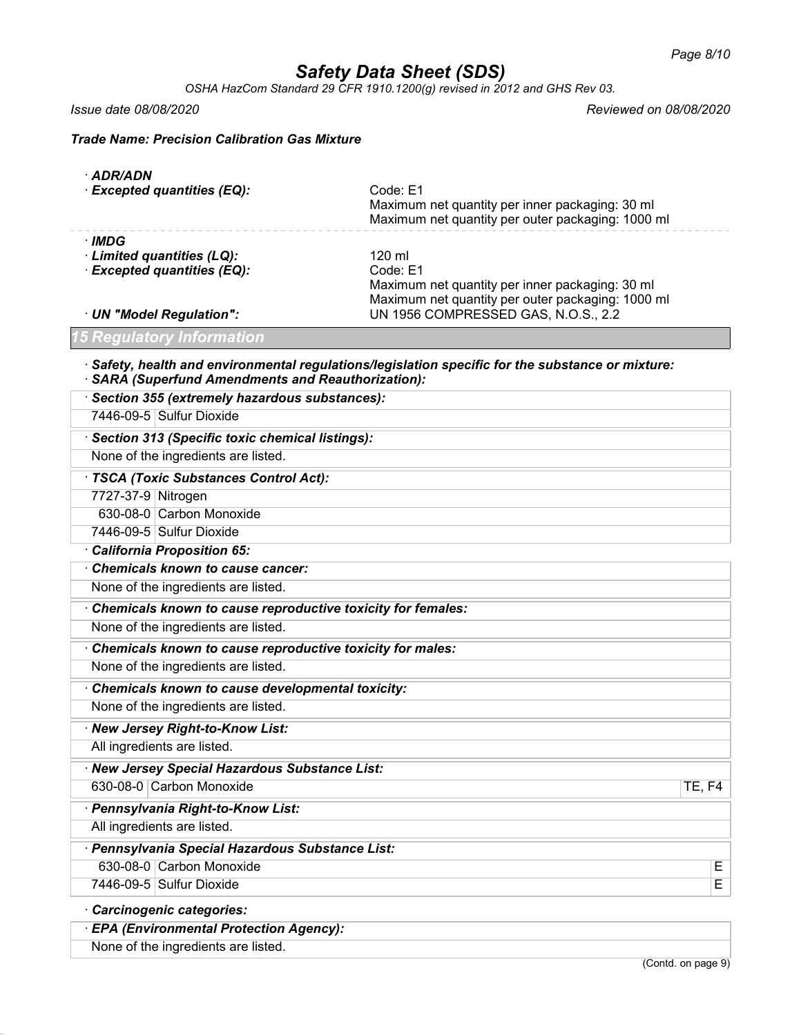# Safety Data Sheet (SDS)

*OSHA HazCom Standard 29 CFR 1910.1200(g) revised in 2012 and GHS Rev 03.*

*Issue date 08/08/2020* *Reviewed on 08/08/2020*

***Trade Name: Precision Calibration Gas Mixture***

· **ADR/ADN**
· **Excepted quantities (EQ):** Code: E1
Maximum net quantity per inner packaging: 30 ml
Maximum net quantity per outer packaging: 1000 ml

· **IMDG**
· **Limited quantities (LQ):** 120 ml
· **Excepted quantities (EQ):** Code: E1
Maximum net quantity per inner packaging: 30 ml
Maximum net quantity per outer packaging: 1000 ml
· **UN "Model Regulation":** UN 1956 COMPRESSED GAS, N.O.S., 2.2

## 15 Regulatory Information

· ***Safety, health and environmental regulations/legislation specific for the substance or mixture:***
· ***SARA (Superfund Amendments and Reauthorization):***

· ***Section 355 (extremely hazardous substances):***

| | |
|---|---|
| 7446-09-5 | Sulfur Dioxide |

· ***Section 313 (Specific toxic chemical listings):***

None of the ingredients are listed.

· ***TSCA (Toxic Substances Control Act):***

| | |
|---|---|
| 7727-37-9 | Nitrogen |
| 630-08-0 | Carbon Monoxide |
| 7446-09-5 | Sulfur Dioxide |

· ***California Proposition 65:***

· ***Chemicals known to cause cancer:***

None of the ingredients are listed.

· ***Chemicals known to cause reproductive toxicity for females:***

None of the ingredients are listed.

· ***Chemicals known to cause reproductive toxicity for males:***

None of the ingredients are listed.

· ***Chemicals known to cause developmental toxicity:***

None of the ingredients are listed.

· ***New Jersey Right-to-Know List:***

All ingredients are listed.

· ***New Jersey Special Hazardous Substance List:***

| | | |
|---|---|---|
| 630-08-0 | Carbon Monoxide | TE, F4 |

· ***Pennsylvania Right-to-Know List:***

All ingredients are listed.

· ***Pennsylvania Special Hazardous Substance List:***

| | | |
|---|---|---|
| 630-08-0 | Carbon Monoxide | E |
| 7446-09-5 | Sulfur Dioxide | E |

· ***Carcinogenic categories:***

· ***EPA (Environmental Protection Agency):***

None of the ingredients are listed.

(Contd. on page 9)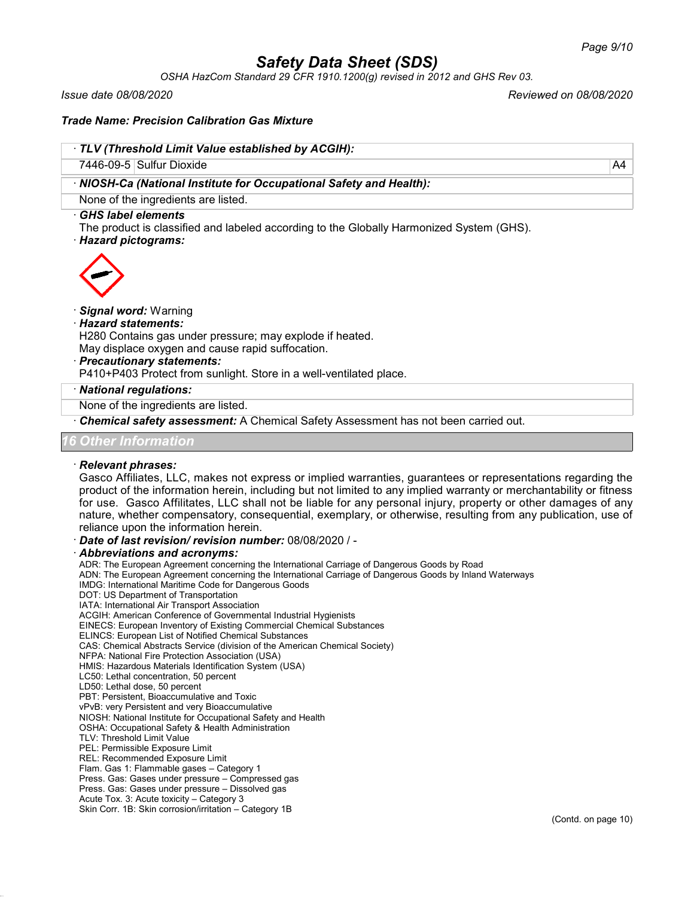# Safety Data Sheet (SDS)

*OSHA HazCom Standard 29 CFR 1910.1200(g) revised in 2012 and GHS Rev 03.*

*Issue date 08/08/2020* *Reviewed on 08/08/2020*

**Trade Name: Precision Calibration Gas Mixture**

· ***TLV (Threshold Limit Value established by ACGIH):***

| | | |
|---|---|---|
| 7446-09-5 | Sulfur Dioxide | A4 |

· ***NIOSH-Ca (National Institute for Occupational Safety and Health):***

None of the ingredients are listed.

· ***GHS label elements***

The product is classified and labeled according to the Globally Harmonized System (GHS).

· ***Hazard pictograms:***

· ***Signal word:*** Warning

· ***Hazard statements:***

H280 Contains gas under pressure; may explode if heated.
May displace oxygen and cause rapid suffocation.

· ***Precautionary statements:***

P410+P403 Protect from sunlight. Store in a well-ventilated place.

· ***National regulations:***

None of the ingredients are listed.

· ***Chemical safety assessment:*** A Chemical Safety Assessment has not been carried out.

## 16 Other Information

· ***Relevant phrases:***

Gasco Affiliates, LLC, makes not express or implied warranties, guarantees or representations regarding the product of the information herein, including but not limited to any implied warranty or merchantability or fitness for use. Gasco Affilitates, LLC shall not be liable for any personal injury, property or other damages of any nature, whether compensatory, consequential, exemplary, or otherwise, resulting from any publication, use of reliance upon the information herein.

· ***Date of last revision/ revision number:*** 08/08/2020 / -

· ***Abbreviations and acronyms:***

ADR: The European Agreement concerning the International Carriage of Dangerous Goods by Road
ADN: The European Agreement concerning the International Carriage of Dangerous Goods by Inland Waterways
IMDG: International Maritime Code for Dangerous Goods
DOT: US Department of Transportation
IATA: International Air Transport Association
ACGIH: American Conference of Governmental Industrial Hygienists
EINECS: European Inventory of Existing Commercial Chemical Substances
ELINCS: European List of Notified Chemical Substances
CAS: Chemical Abstracts Service (division of the American Chemical Society)
NFPA: National Fire Protection Association (USA)
HMIS: Hazardous Materials Identification System (USA)
LC50: Lethal concentration, 50 percent
LD50: Lethal dose, 50 percent
PBT: Persistent, Bioaccumulative and Toxic
vPvB: very Persistent and very Bioaccumulative
NIOSH: National Institute for Occupational Safety and Health
OSHA: Occupational Safety & Health Administration
TLV: Threshold Limit Value
PEL: Permissible Exposure Limit
REL: Recommended Exposure Limit
Flam. Gas 1: Flammable gases – Category 1
Press. Gas: Gases under pressure – Compressed gas
Press. Gas: Gases under pressure – Dissolved gas
Acute Tox. 3: Acute toxicity – Category 3
Skin Corr. 1B: Skin corrosion/irritation – Category 1B

(Contd. on page 10)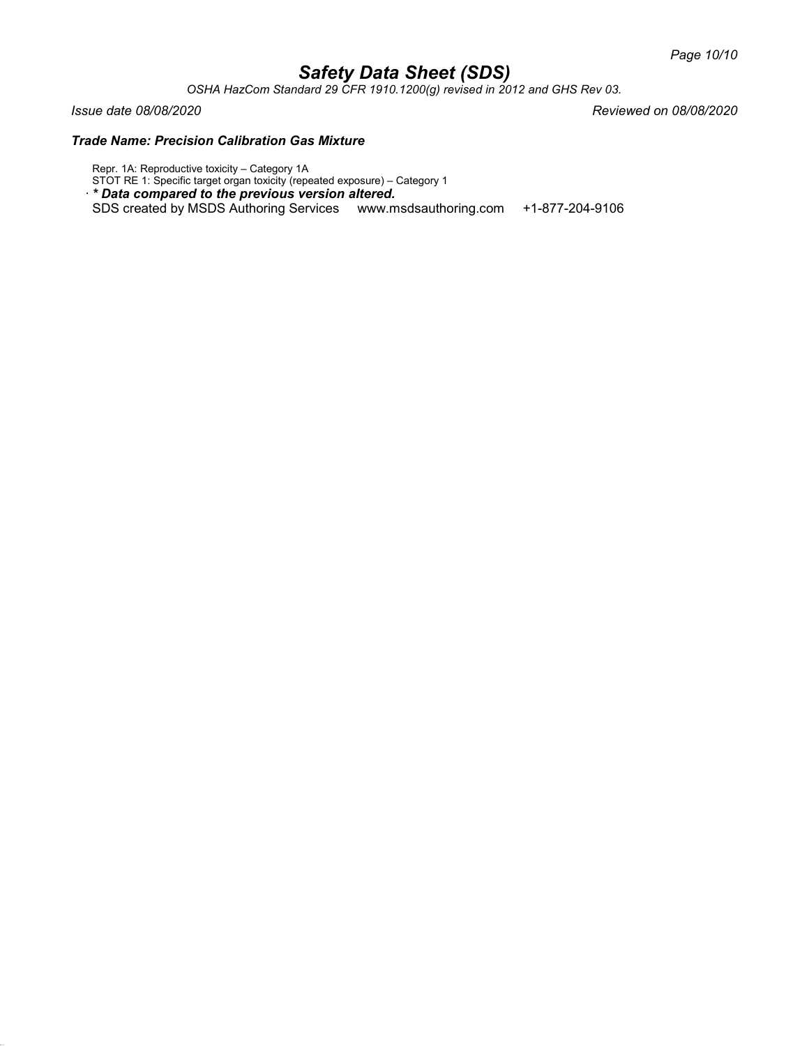Repr. 1A: Reproductive toxicity – Category 1A
STOT RE 1: Specific target organ toxicity (repeated exposure) – Category 1

· ***\* Data compared to the previous version altered.***

SDS created by MSDS Authoring Services     www.msdsauthoring.com     +1-877-204-9106